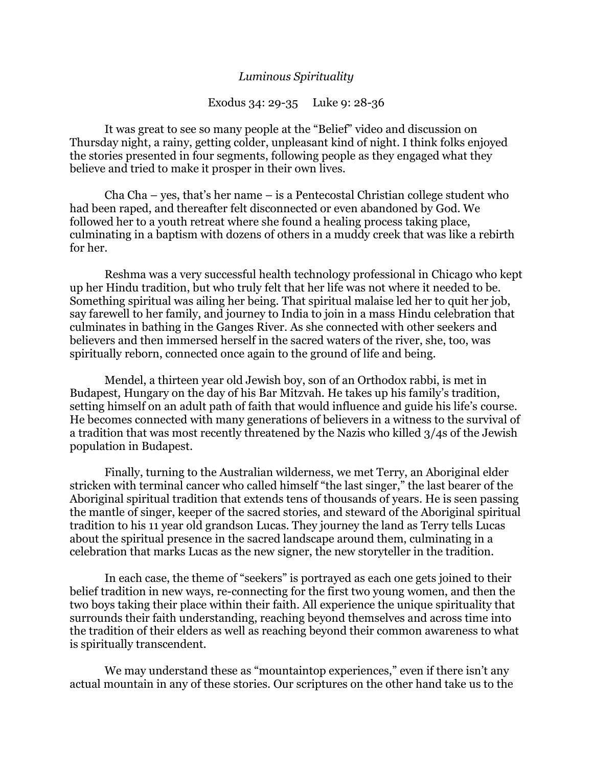*Luminous Spirituality*

Exodus 34: 29-35     Luke 9: 28-36

It was great to see so many people at the "Belief" video and discussion on Thursday night, a rainy, getting colder, unpleasant kind of night. I think folks enjoyed the stories presented in four segments, following people as they engaged what they believe and tried to make it prosper in their own lives.

Cha Cha – yes, that's her name – is a Pentecostal Christian college student who had been raped, and thereafter felt disconnected or even abandoned by God. We followed her to a youth retreat where she found a healing process taking place, culminating in a baptism with dozens of others in a muddy creek that was like a rebirth for her.

Reshma was a very successful health technology professional in Chicago who kept up her Hindu tradition, but who truly felt that her life was not where it needed to be. Something spiritual was ailing her being. That spiritual malaise led her to quit her job, say farewell to her family, and journey to India to join in a mass Hindu celebration that culminates in bathing in the Ganges River. As she connected with other seekers and believers and then immersed herself in the sacred waters of the river, she, too, was spiritually reborn, connected once again to the ground of life and being.

Mendel, a thirteen year old Jewish boy, son of an Orthodox rabbi, is met in Budapest, Hungary on the day of his Bar Mitzvah. He takes up his family's tradition, setting himself on an adult path of faith that would influence and guide his life's course. He becomes connected with many generations of believers in a witness to the survival of a tradition that was most recently threatened by the Nazis who killed 3/4s of the Jewish population in Budapest.

Finally, turning to the Australian wilderness, we met Terry, an Aboriginal elder stricken with terminal cancer who called himself "the last singer," the last bearer of the Aboriginal spiritual tradition that extends tens of thousands of years. He is seen passing the mantle of singer, keeper of the sacred stories, and steward of the Aboriginal spiritual tradition to his 11 year old grandson Lucas. They journey the land as Terry tells Lucas about the spiritual presence in the sacred landscape around them, culminating in a celebration that marks Lucas as the new signer, the new storyteller in the tradition.

In each case, the theme of "seekers" is portrayed as each one gets joined to their belief tradition in new ways, re-connecting for the first two young women, and then the two boys taking their place within their faith. All experience the unique spirituality that surrounds their faith understanding, reaching beyond themselves and across time into the tradition of their elders as well as reaching beyond their common awareness to what is spiritually transcendent.

We may understand these as "mountaintop experiences," even if there isn't any actual mountain in any of these stories. Our scriptures on the other hand take us to the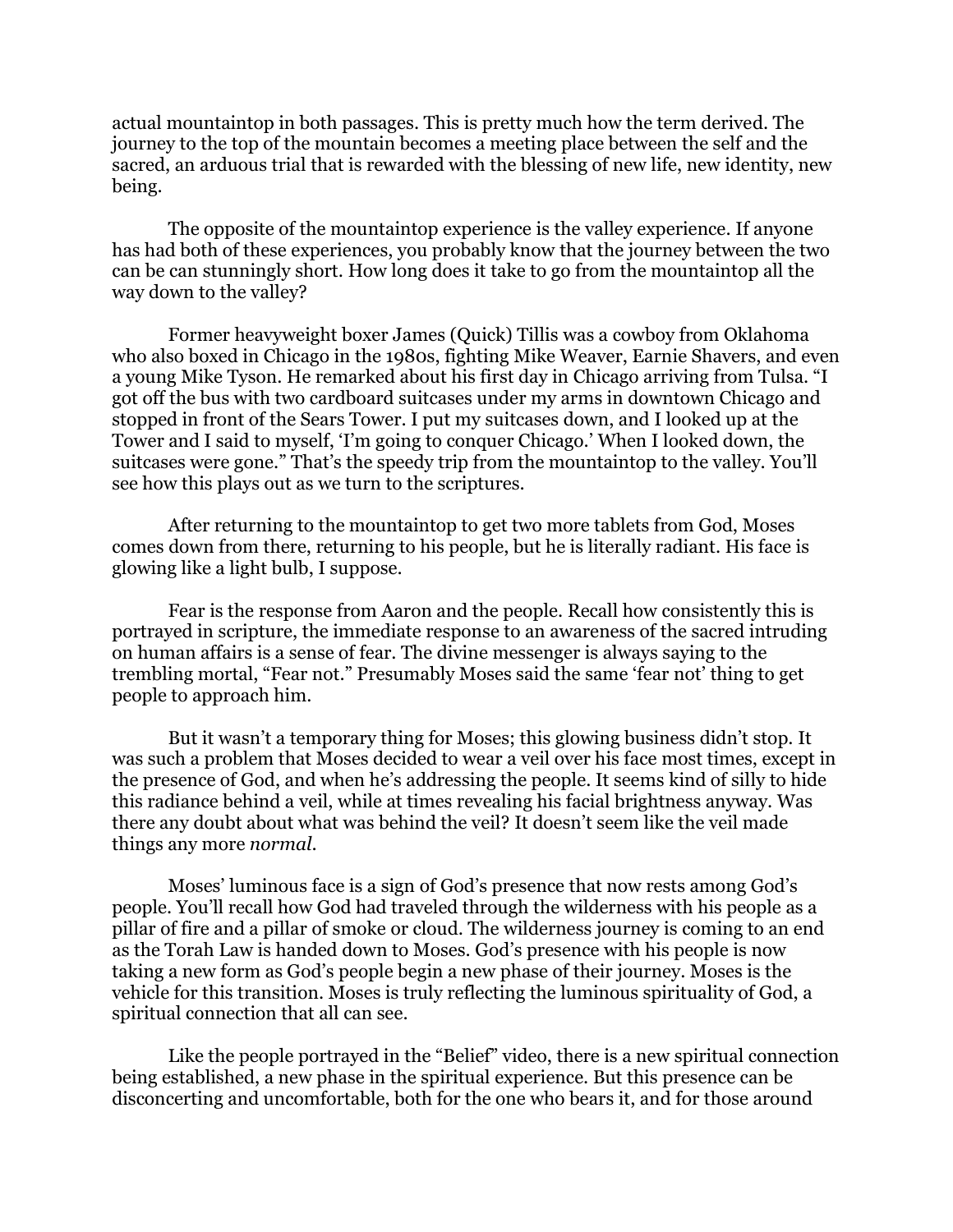actual mountaintop in both passages. This is pretty much how the term derived. The journey to the top of the mountain becomes a meeting place between the self and the sacred, an arduous trial that is rewarded with the blessing of new life, new identity, new being.

The opposite of the mountaintop experience is the valley experience. If anyone has had both of these experiences, you probably know that the journey between the two can be can stunningly short. How long does it take to go from the mountaintop all the way down to the valley?

Former heavyweight boxer James (Quick) Tillis was a cowboy from Oklahoma who also boxed in Chicago in the 1980s, fighting Mike Weaver, Earnie Shavers, and even a young Mike Tyson. He remarked about his first day in Chicago arriving from Tulsa. "I got off the bus with two cardboard suitcases under my arms in downtown Chicago and stopped in front of the Sears Tower. I put my suitcases down, and I looked up at the Tower and I said to myself, 'I'm going to conquer Chicago.' When I looked down, the suitcases were gone." That's the speedy trip from the mountaintop to the valley. You'll see how this plays out as we turn to the scriptures.

After returning to the mountaintop to get two more tablets from God, Moses comes down from there, returning to his people, but he is literally radiant. His face is glowing like a light bulb, I suppose.

Fear is the response from Aaron and the people. Recall how consistently this is portrayed in scripture, the immediate response to an awareness of the sacred intruding on human affairs is a sense of fear. The divine messenger is always saying to the trembling mortal, "Fear not." Presumably Moses said the same 'fear not' thing to get people to approach him.

But it wasn't a temporary thing for Moses; this glowing business didn't stop. It was such a problem that Moses decided to wear a veil over his face most times, except in the presence of God, and when he's addressing the people. It seems kind of silly to hide this radiance behind a veil, while at times revealing his facial brightness anyway. Was there any doubt about what was behind the veil? It doesn't seem like the veil made things any more *normal*.

Moses' luminous face is a sign of God's presence that now rests among God's people. You'll recall how God had traveled through the wilderness with his people as a pillar of fire and a pillar of smoke or cloud. The wilderness journey is coming to an end as the Torah Law is handed down to Moses. God's presence with his people is now taking a new form as God's people begin a new phase of their journey. Moses is the vehicle for this transition. Moses is truly reflecting the luminous spirituality of God, a spiritual connection that all can see.

Like the people portrayed in the "Belief" video, there is a new spiritual connection being established, a new phase in the spiritual experience. But this presence can be disconcerting and uncomfortable, both for the one who bears it, and for those around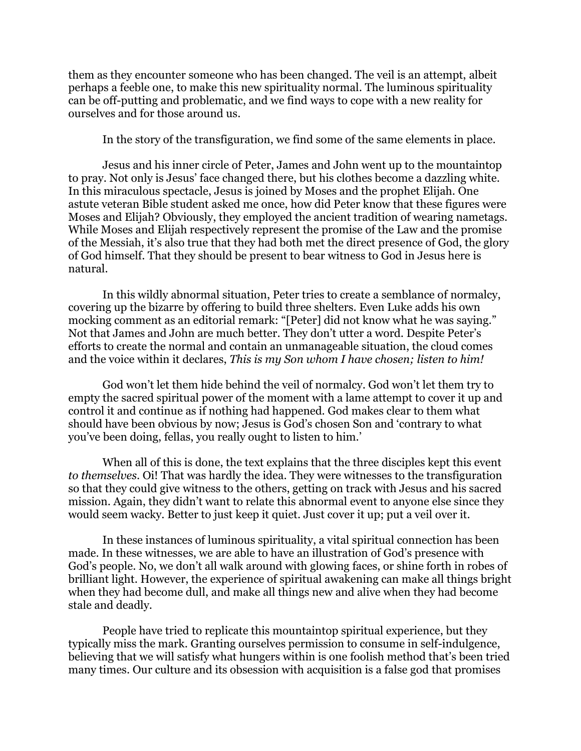them as they encounter someone who has been changed. The veil is an attempt, albeit perhaps a feeble one, to make this new spirituality normal. The luminous spirituality can be off-putting and problematic, and we find ways to cope with a new reality for ourselves and for those around us.

In the story of the transfiguration, we find some of the same elements in place.

Jesus and his inner circle of Peter, James and John went up to the mountaintop to pray. Not only is Jesus' face changed there, but his clothes become a dazzling white. In this miraculous spectacle, Jesus is joined by Moses and the prophet Elijah. One astute veteran Bible student asked me once, how did Peter know that these figures were Moses and Elijah? Obviously, they employed the ancient tradition of wearing nametags. While Moses and Elijah respectively represent the promise of the Law and the promise of the Messiah, it's also true that they had both met the direct presence of God, the glory of God himself. That they should be present to bear witness to God in Jesus here is natural.

In this wildly abnormal situation, Peter tries to create a semblance of normalcy, covering up the bizarre by offering to build three shelters. Even Luke adds his own mocking comment as an editorial remark: "[Peter] did not know what he was saying." Not that James and John are much better. They don't utter a word. Despite Peter's efforts to create the normal and contain an unmanageable situation, the cloud comes and the voice within it declares, *This is my Son whom I have chosen; listen to him!*

God won't let them hide behind the veil of normalcy. God won't let them try to empty the sacred spiritual power of the moment with a lame attempt to cover it up and control it and continue as if nothing had happened. God makes clear to them what should have been obvious by now; Jesus is God's chosen Son and 'contrary to what you've been doing, fellas, you really ought to listen to him.'

When all of this is done, the text explains that the three disciples kept this event *to themselves*. Oi! That was hardly the idea. They were witnesses to the transfiguration so that they could give witness to the others, getting on track with Jesus and his sacred mission. Again, they didn't want to relate this abnormal event to anyone else since they would seem wacky. Better to just keep it quiet. Just cover it up; put a veil over it.

In these instances of luminous spirituality, a vital spiritual connection has been made. In these witnesses, we are able to have an illustration of God's presence with God's people. No, we don't all walk around with glowing faces, or shine forth in robes of brilliant light. However, the experience of spiritual awakening can make all things bright when they had become dull, and make all things new and alive when they had become stale and deadly.

People have tried to replicate this mountaintop spiritual experience, but they typically miss the mark. Granting ourselves permission to consume in self-indulgence, believing that we will satisfy what hungers within is one foolish method that's been tried many times. Our culture and its obsession with acquisition is a false god that promises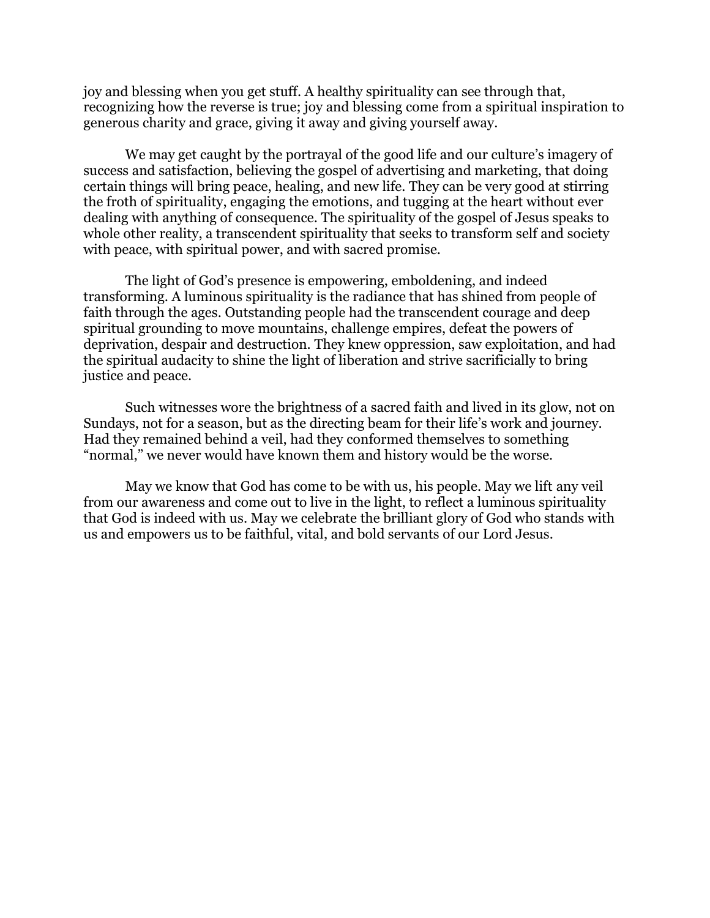joy and blessing when you get stuff. A healthy spirituality can see through that, recognizing how the reverse is true; joy and blessing come from a spiritual inspiration to generous charity and grace, giving it away and giving yourself away.

We may get caught by the portrayal of the good life and our culture's imagery of success and satisfaction, believing the gospel of advertising and marketing, that doing certain things will bring peace, healing, and new life. They can be very good at stirring the froth of spirituality, engaging the emotions, and tugging at the heart without ever dealing with anything of consequence. The spirituality of the gospel of Jesus speaks to whole other reality, a transcendent spirituality that seeks to transform self and society with peace, with spiritual power, and with sacred promise.

The light of God's presence is empowering, emboldening, and indeed transforming. A luminous spirituality is the radiance that has shined from people of faith through the ages. Outstanding people had the transcendent courage and deep spiritual grounding to move mountains, challenge empires, defeat the powers of deprivation, despair and destruction. They knew oppression, saw exploitation, and had the spiritual audacity to shine the light of liberation and strive sacrificially to bring justice and peace.

Such witnesses wore the brightness of a sacred faith and lived in its glow, not on Sundays, not for a season, but as the directing beam for their life's work and journey. Had they remained behind a veil, had they conformed themselves to something "normal," we never would have known them and history would be the worse.

May we know that God has come to be with us, his people. May we lift any veil from our awareness and come out to live in the light, to reflect a luminous spirituality that God is indeed with us. May we celebrate the brilliant glory of God who stands with us and empowers us to be faithful, vital, and bold servants of our Lord Jesus.